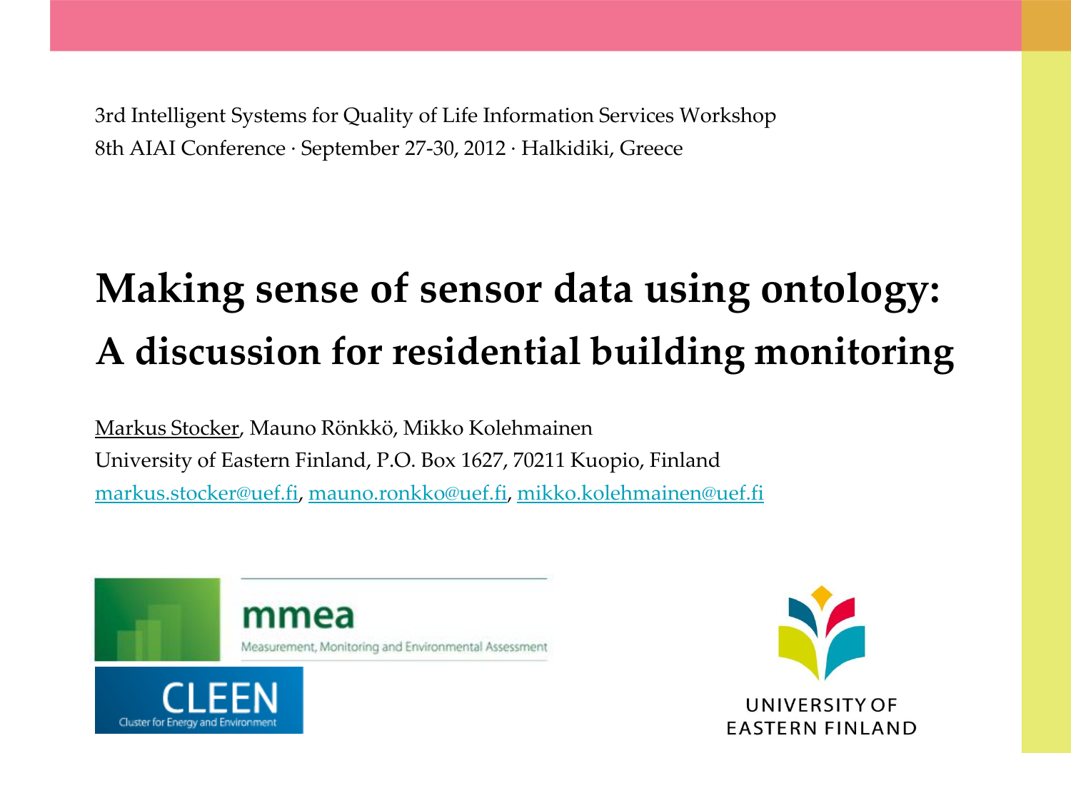3rd Intelligent Systems for Quality of Life Information Services Workshop
8th AIAI Conference · September 27-30, 2012 · Halkidiki, Greece

# Making sense of sensor data using ontology: A discussion for residential building monitoring

Markus Stocker, Mauno Rönkkö, Mikko Kolehmainen
University of Eastern Finland, P.O. Box 1627, 70211 Kuopio, Finland
markus.stocker@uef.fi, mauno.ronkko@uef.fi, mikko.kolehmainen@uef.fi

mmea
Measurement, Monitoring and Environmental Assessment

CLEEN
Cluster for Energy and Environment

UNIVERSITY OF EASTERN FINLAND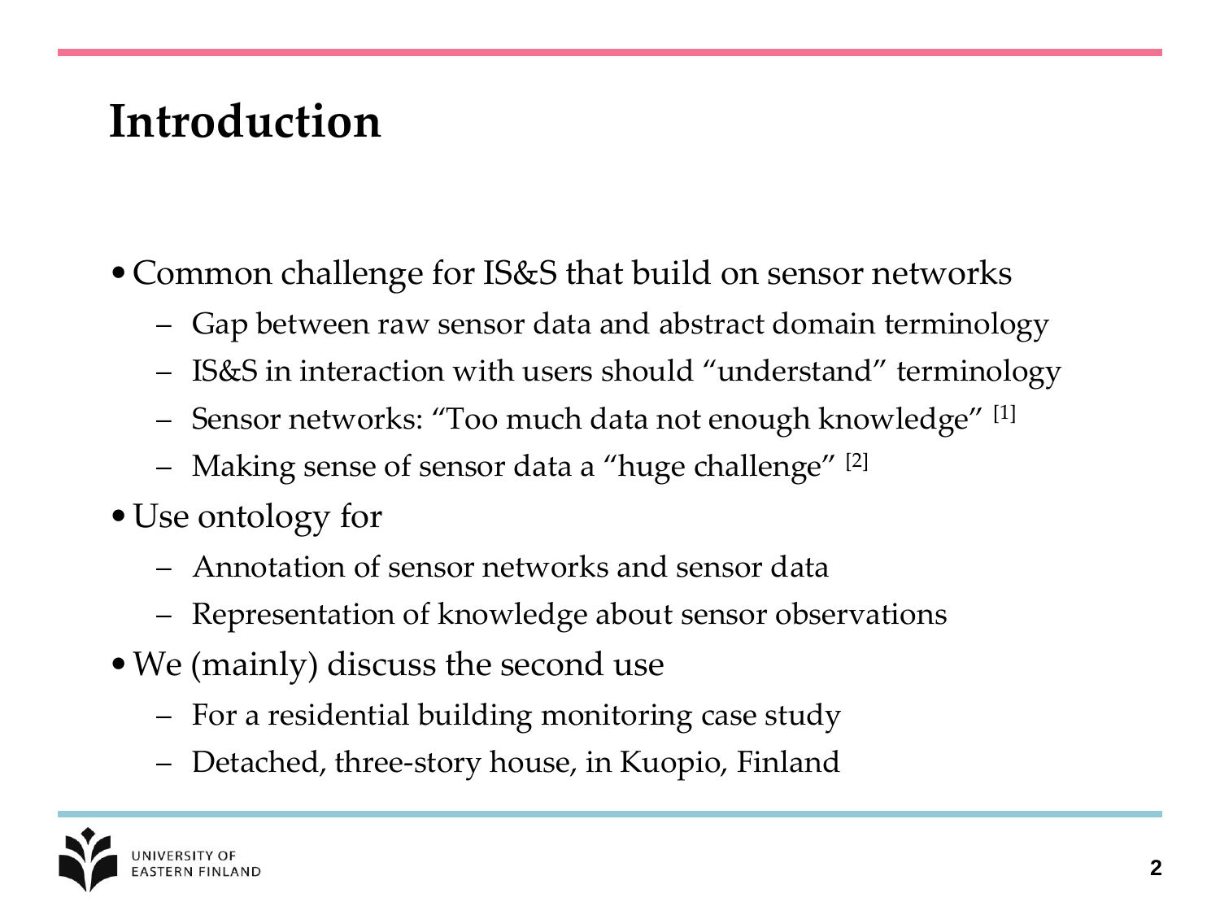# Introduction

- Common challenge for IS&S that build on sensor networks
  - Gap between raw sensor data and abstract domain terminology
  - IS&S in interaction with users should "understand" terminology
  - Sensor networks: "Too much data not enough knowledge" [1]
  - Making sense of sensor data a "huge challenge" [2]
- Use ontology for
  - Annotation of sensor networks and sensor data
  - Representation of knowledge about sensor observations
- We (mainly) discuss the second use
  - For a residential building monitoring case study
  - Detached, three-story house, in Kuopio, Finland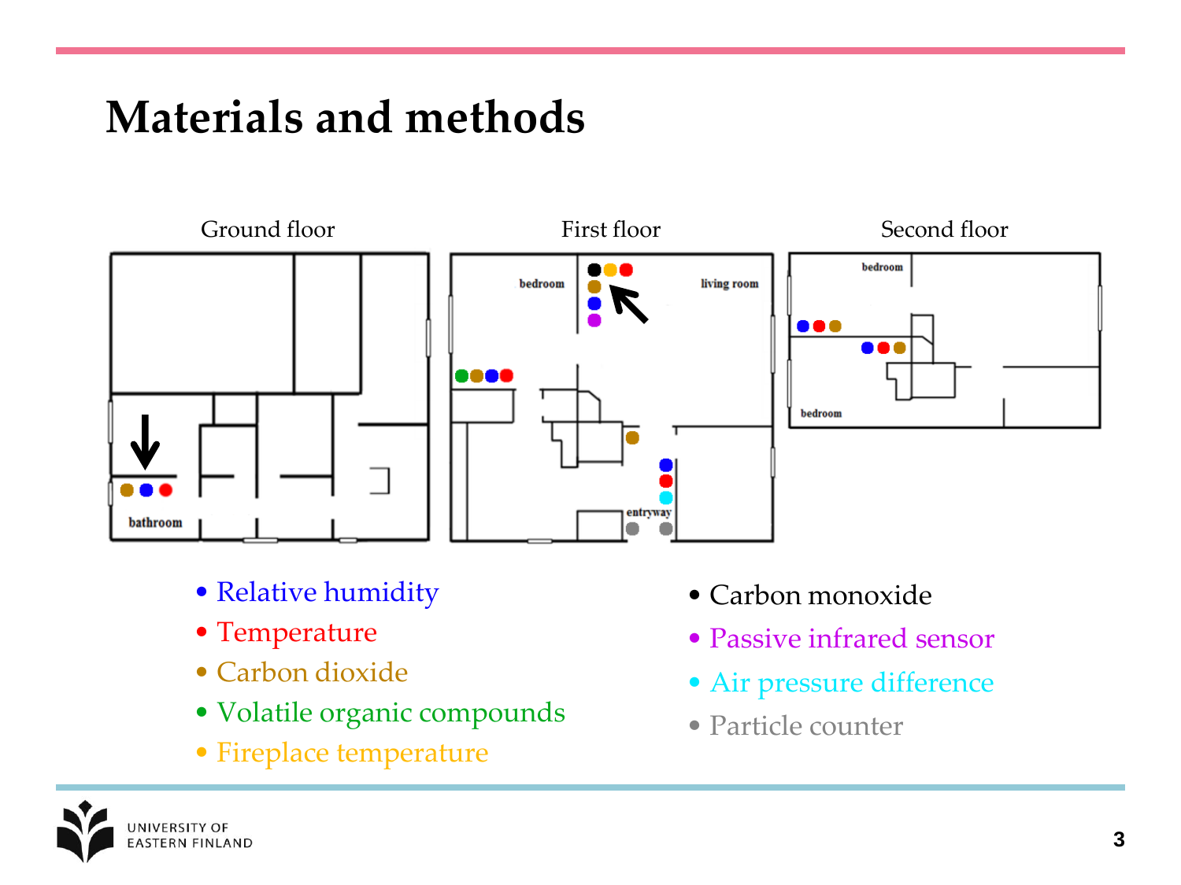# Materials and methods

Ground floor

First floor

Second floor

bathroom

bedroom

living room

entryway

bedroom

bedroom

- Relative humidity
- Temperature
- Carbon dioxide
- Volatile organic compounds
- Fireplace temperature
- Carbon monoxide
- Passive infrared sensor
- Air pressure difference
- Particle counter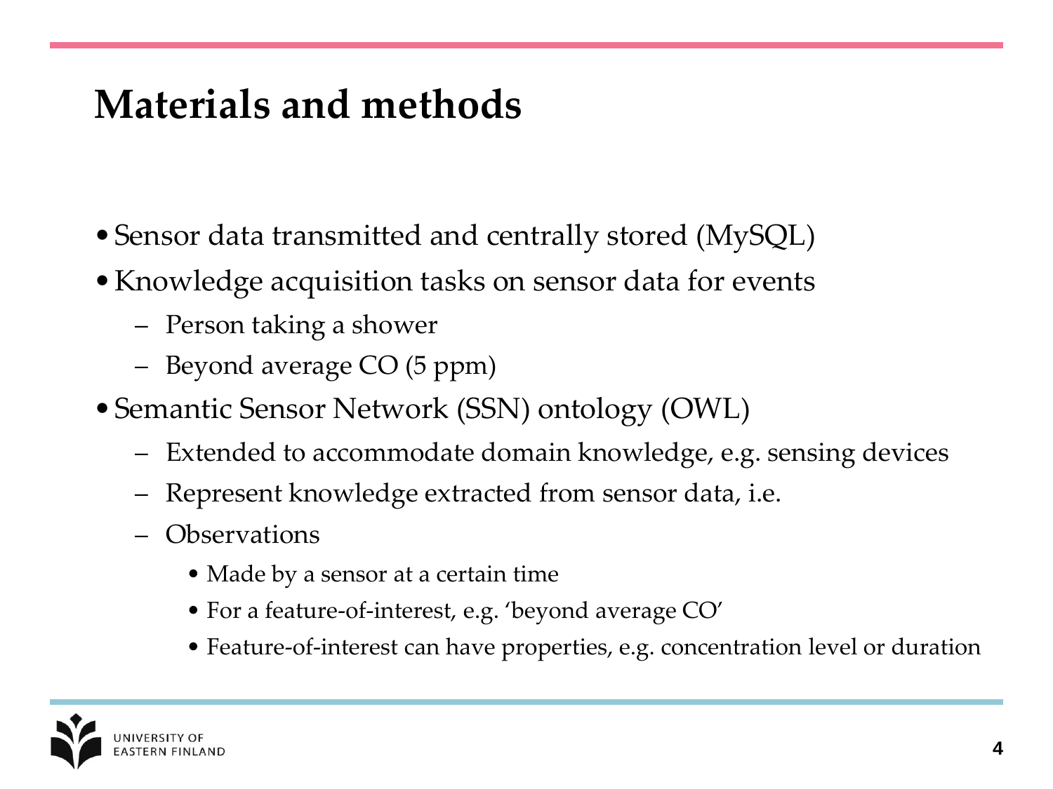# Materials and methods

- Sensor data transmitted and centrally stored (MySQL)
- Knowledge acquisition tasks on sensor data for events
  - Person taking a shower
  - Beyond average CO (5 ppm)
- Semantic Sensor Network (SSN) ontology (OWL)
  - Extended to accommodate domain knowledge, e.g. sensing devices
  - Represent knowledge extracted from sensor data, i.e.
  - Observations
    - Made by a sensor at a certain time
    - For a feature-of-interest, e.g. 'beyond average CO'
    - Feature-of-interest can have properties, e.g. concentration level or duration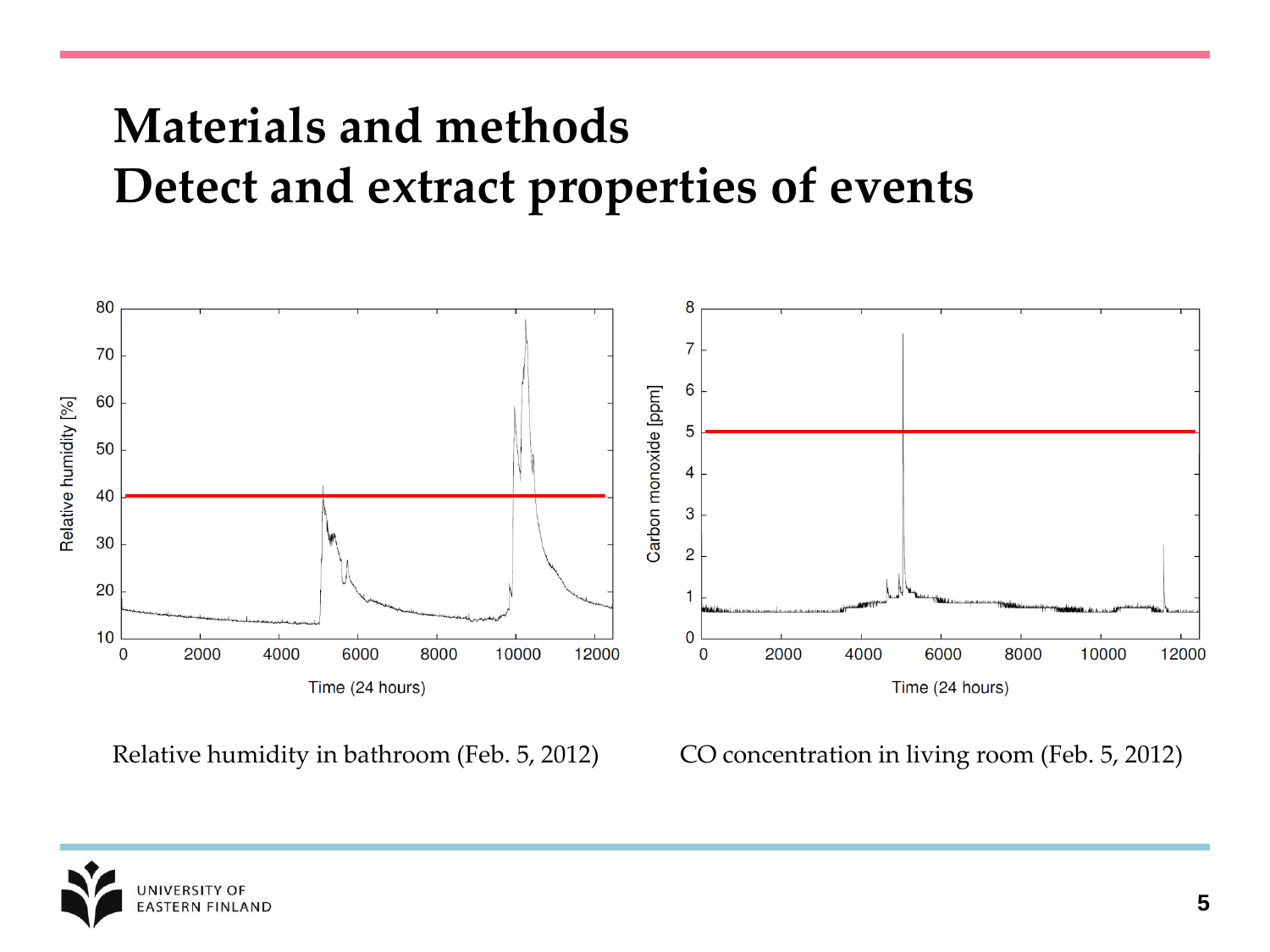# Materials and methods
# Detect and extract properties of events

Relative humidity in bathroom (Feb. 5, 2012)

CO concentration in living room (Feb. 5, 2012)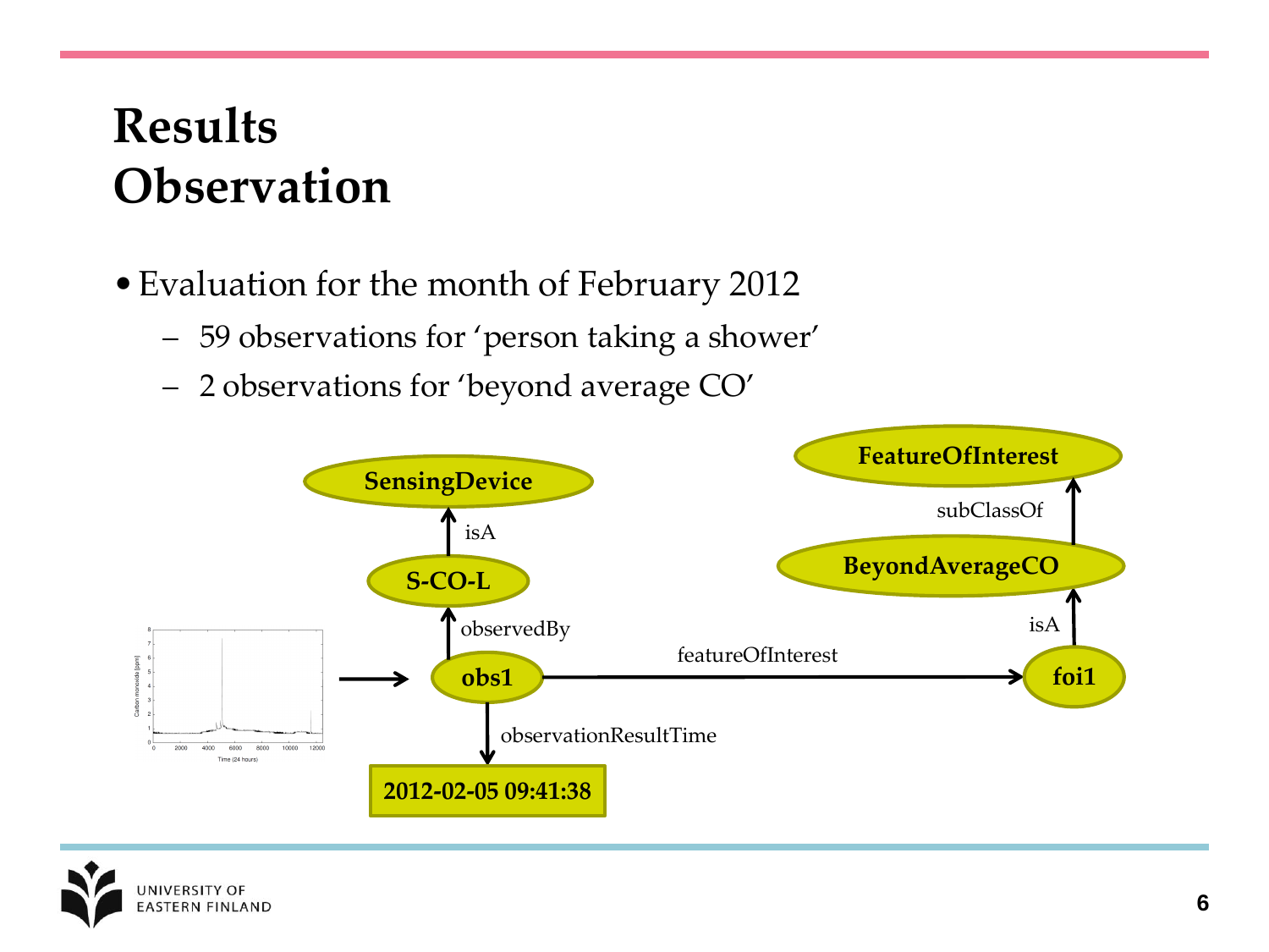# Results
## Observation

- Evaluation for the month of February 2012
  - 59 observations for ‘person taking a shower’
  - 2 observations for ‘beyond average CO’

SensingDevice

isA

S-CO-L

observedBy

obs1

observationResultTime

2012-02-05 09:41:38

featureOfInterest

foi1

isA

BeyondAverageCO

subClassOf

FeatureOfInterest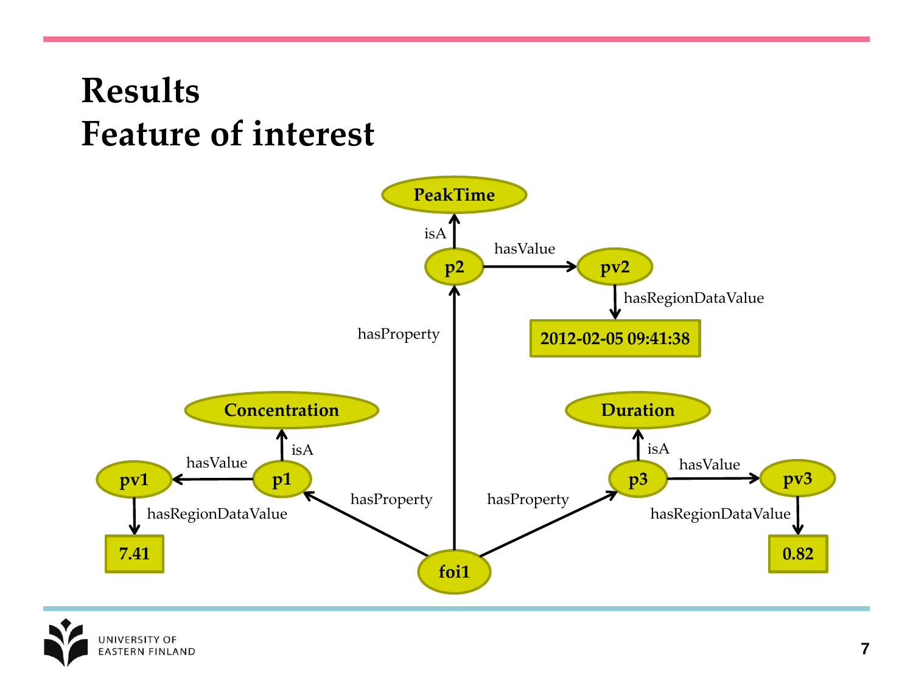# Results
## Feature of interest

PeakTime

isA

p2 hasValue pv2

hasRegionDataValue

2012-02-05 09:41:38

hasProperty

Concentration

isA

pv1 hasValue p1

hasRegionDataValue

7.41

hasProperty

Duration

isA

p3 hasValue pv3

hasRegionDataValue

0.82

hasProperty

foi1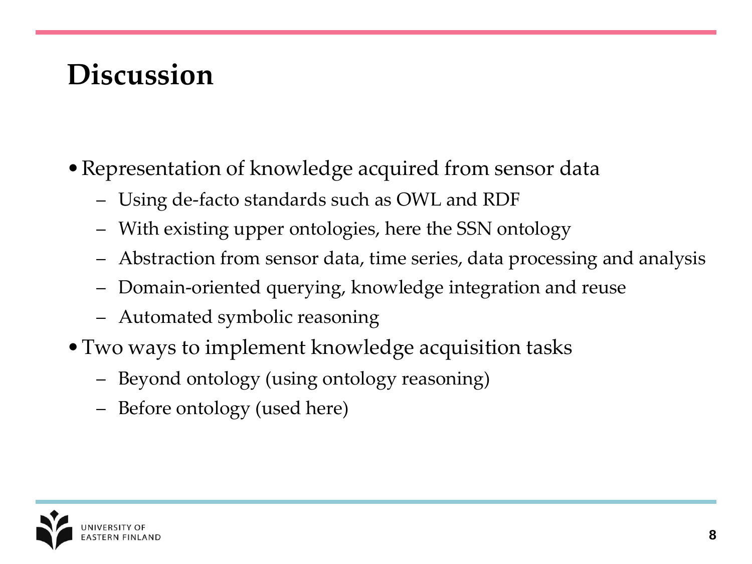# Discussion

- Representation of knowledge acquired from sensor data
  - Using de-facto standards such as OWL and RDF
  - With existing upper ontologies, here the SSN ontology
  - Abstraction from sensor data, time series, data processing and analysis
  - Domain-oriented querying, knowledge integration and reuse
  - Automated symbolic reasoning
- Two ways to implement knowledge acquisition tasks
  - Beyond ontology (using ontology reasoning)
  - Before ontology (used here)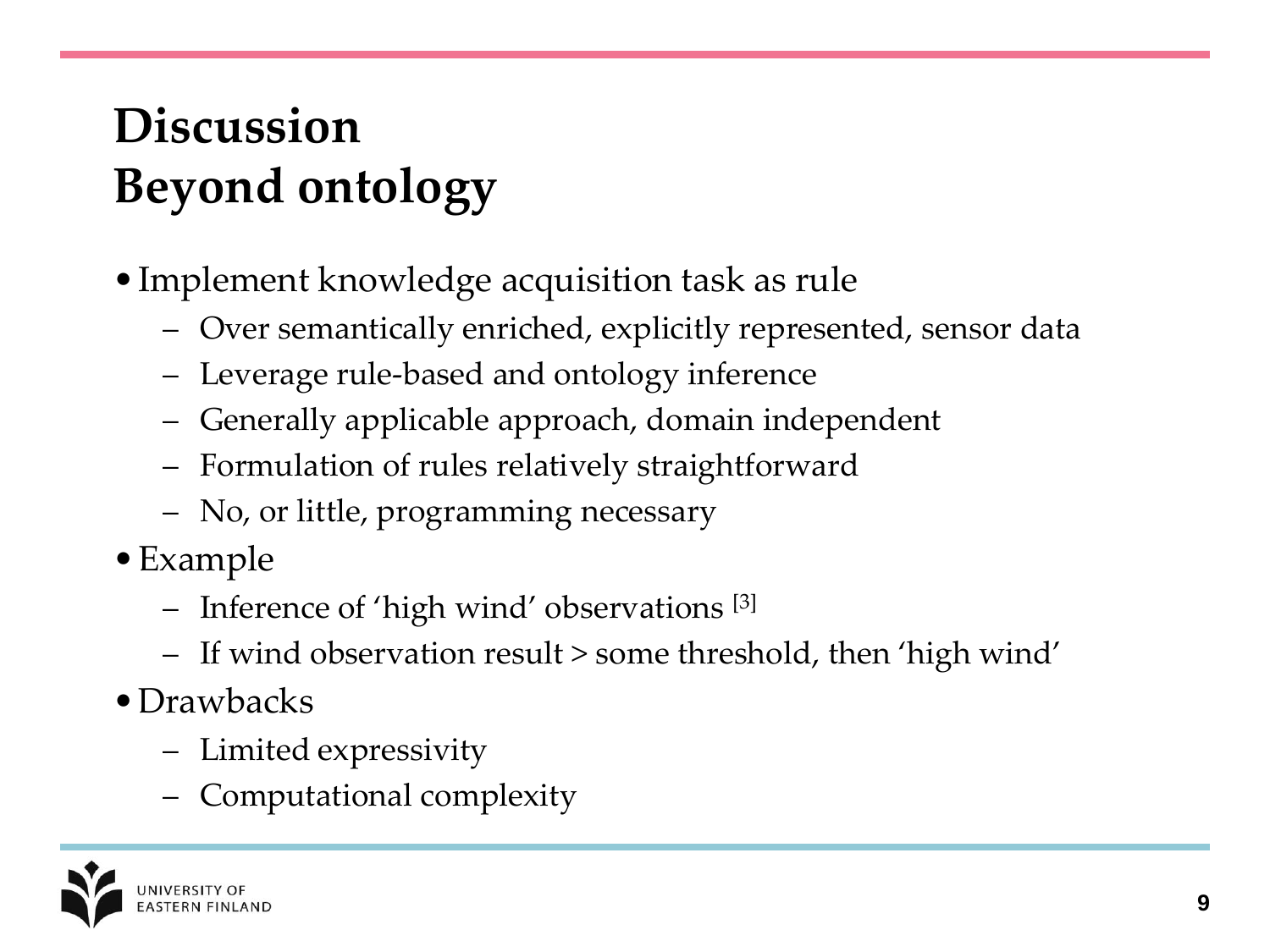# Discussion
# Beyond ontology

- Implement knowledge acquisition task as rule
  - Over semantically enriched, explicitly represented, sensor data
  - Leverage rule-based and ontology inference
  - Generally applicable approach, domain independent
  - Formulation of rules relatively straightforward
  - No, or little, programming necessary
- Example
  - Inference of 'high wind' observations [3]
  - If wind observation result > some threshold, then 'high wind'
- Drawbacks
  - Limited expressivity
  - Computational complexity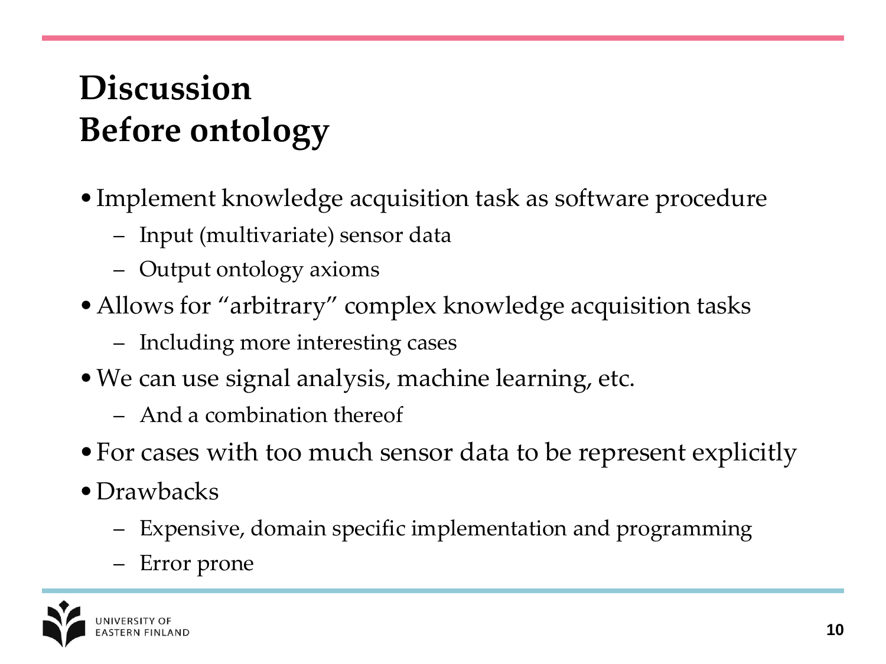# Discussion
# Before ontology

- Implement knowledge acquisition task as software procedure
  - Input (multivariate) sensor data
  - Output ontology axioms
- Allows for "arbitrary" complex knowledge acquisition tasks
  - Including more interesting cases
- We can use signal analysis, machine learning, etc.
  - And a combination thereof
- For cases with too much sensor data to be represent explicitly
- Drawbacks
  - Expensive, domain specific implementation and programming
  - Error prone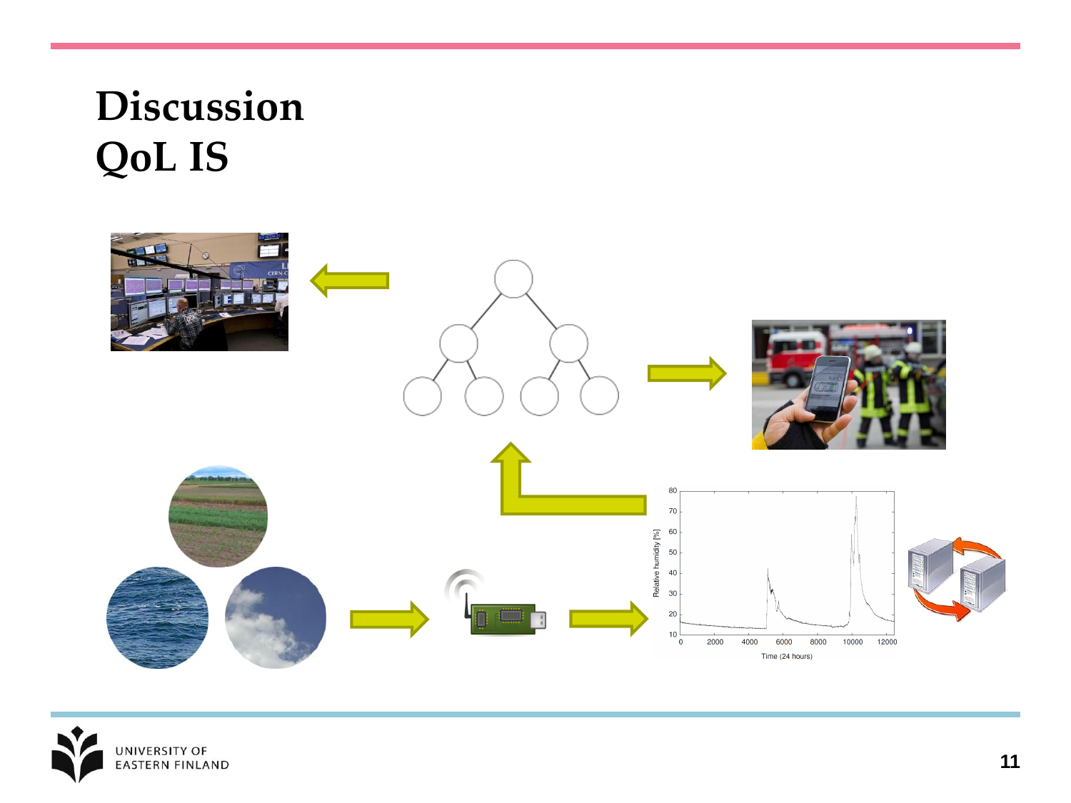# Discussion
# QoL IS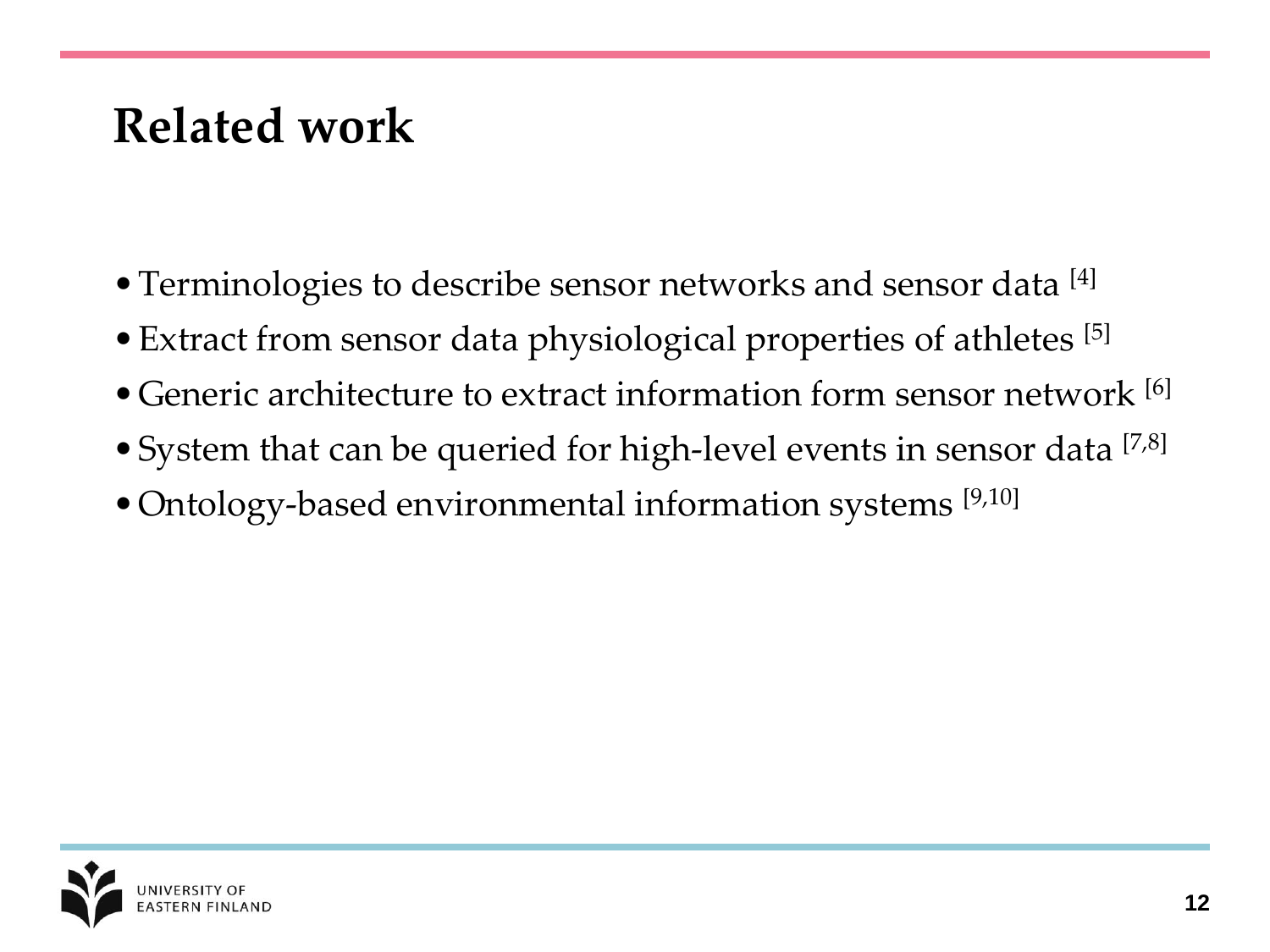# Related work

- Terminologies to describe sensor networks and sensor data [4]
- Extract from sensor data physiological properties of athletes [5]
- Generic architecture to extract information form sensor network [6]
- System that can be queried for high-level events in sensor data [7,8]
- Ontology-based environmental information systems [9,10]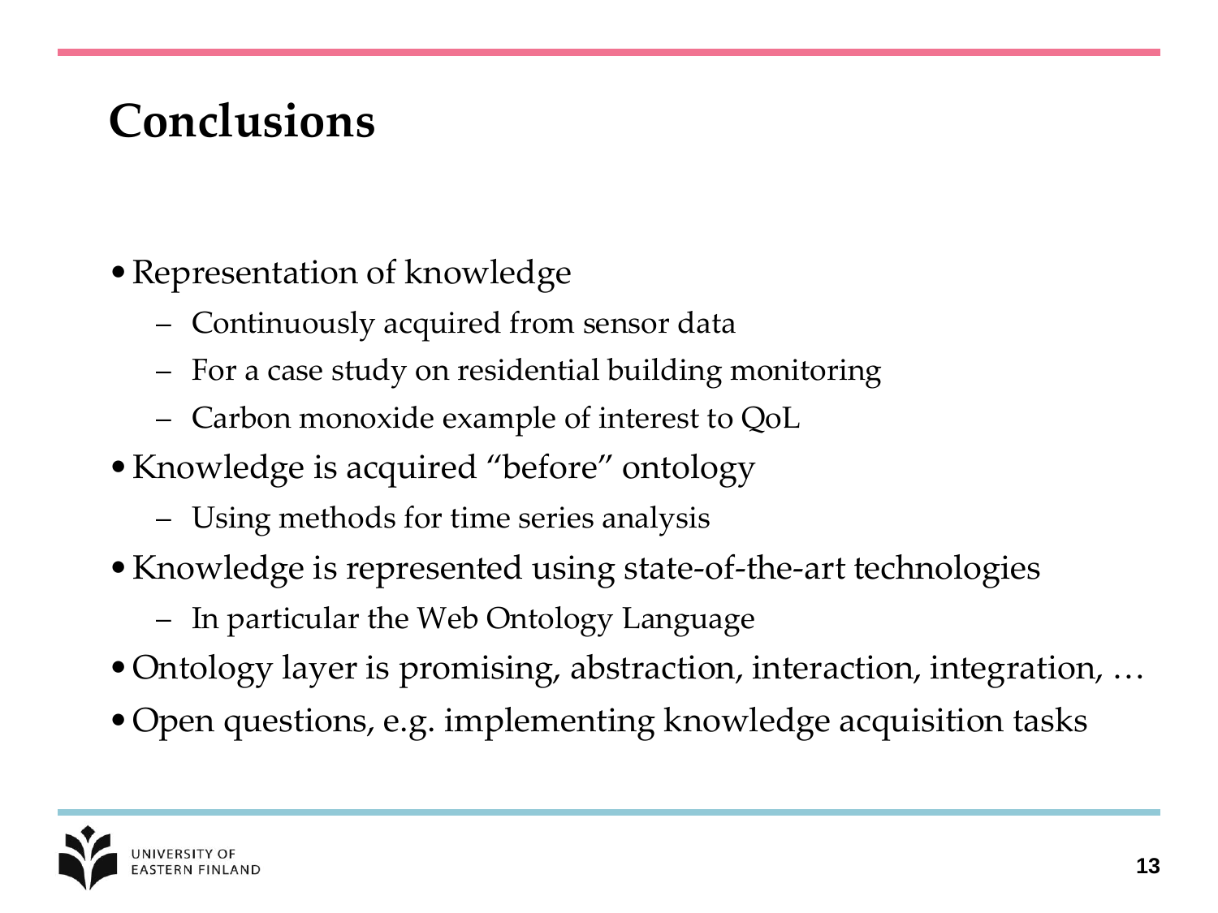# Conclusions

- Representation of knowledge
  - Continuously acquired from sensor data
  - For a case study on residential building monitoring
  - Carbon monoxide example of interest to QoL
- Knowledge is acquired "before" ontology
  - Using methods for time series analysis
- Knowledge is represented using state-of-the-art technologies
  - In particular the Web Ontology Language
- Ontology layer is promising, abstraction, interaction, integration, …
- Open questions, e.g. implementing knowledge acquisition tasks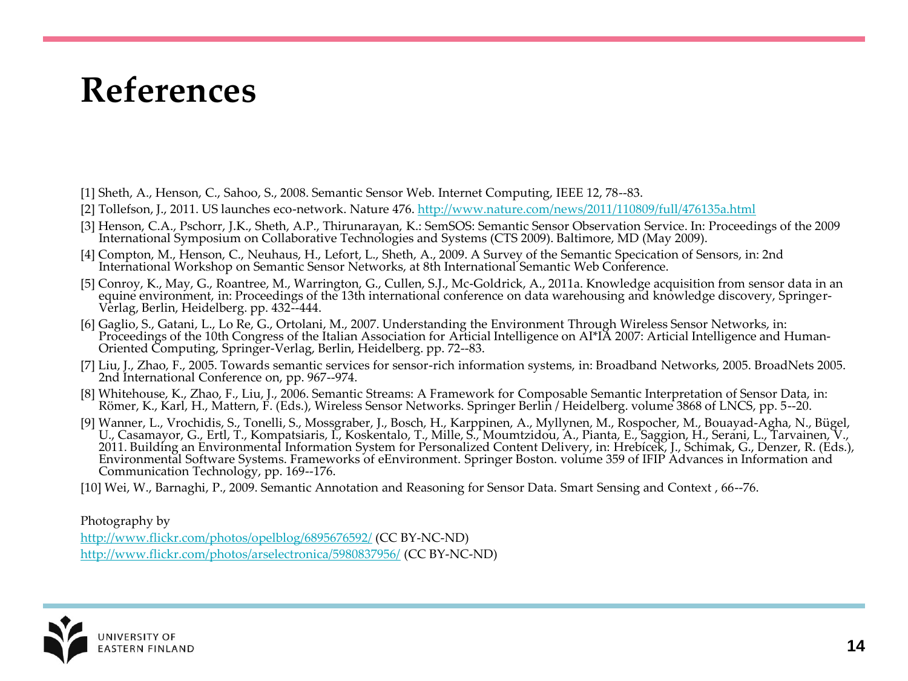# References

[1] Sheth, A., Henson, C., Sahoo, S., 2008. Semantic Sensor Web. Internet Computing, IEEE 12, 78--83.

[2] Tollefson, J., 2011. US launches eco-network. Nature 476. http://www.nature.com/news/2011/110809/full/476135a.html

[3] Henson, C.A., Pschorr, J.K., Sheth, A.P., Thirunarayan, K.: SemSOS: Semantic Sensor Observation Service. In: Proceedings of the 2009 International Symposium on Collaborative Technologies and Systems (CTS 2009). Baltimore, MD (May 2009).

[4] Compton, M., Henson, C., Neuhaus, H., Lefort, L., Sheth, A., 2009. A Survey of the Semantic Specication of Sensors, in: 2nd International Workshop on Semantic Sensor Networks, at 8th International Semantic Web Conference.

[5] Conroy, K., May, G., Roantree, M., Warrington, G., Cullen, S.J., Mc-Goldrick, A., 2011a. Knowledge acquisition from sensor data in an equine environment, in: Proceedings of the 13th international conference on data warehousing and knowledge discovery, Springer-Verlag, Berlin, Heidelberg. pp. 432--444.

[6] Gaglio, S., Gatani, L., Lo Re, G., Ortolani, M., 2007. Understanding the Environment Through Wireless Sensor Networks, in: Proceedings of the 10th Congress of the Italian Association for Articial Intelligence on AI*IA 2007: Articial Intelligence and Human-Oriented Computing, Springer-Verlag, Berlin, Heidelberg. pp. 72--83.

[7] Liu, J., Zhao, F., 2005. Towards semantic services for sensor-rich information systems, in: Broadband Networks, 2005. BroadNets 2005. 2nd International Conference on, pp. 967--974.

[8] Whitehouse, K., Zhao, F., Liu, J., 2006. Semantic Streams: A Framework for Composable Semantic Interpretation of Sensor Data, in: Römer, K., Karl, H., Mattern, F. (Eds.), Wireless Sensor Networks. Springer Berlin / Heidelberg. volume 3868 of LNCS, pp. 5--20.

[9] Wanner, L., Vrochidis, S., Tonelli, S., Mossgraber, J., Bosch, H., Karppinen, A., Myllynen, M., Rospocher, M., Bouayad-Agha, N., Bügel, U., Casamayor, G., Ertl, T., Kompatsiaris, I., Koskentalo, T., Mille, S., Moumtzidou, A., Pianta, E., Saggion, H., Serani, L., Tarvainen, V., 2011. Building an Environmental Information System for Personalized Content Delivery, in: Hrebícek, J., Schimak, G., Denzer, R. (Eds.), Environmental Software Systems. Frameworks of eEnvironment. Springer Boston. volume 359 of IFIP Advances in Information and Communication Technology, pp. 169--176.

[10] Wei, W., Barnaghi, P., 2009. Semantic Annotation and Reasoning for Sensor Data. Smart Sensing and Context , 66--76.

Photography by

http://www.flickr.com/photos/opelblog/6895676592/ (CC BY-NC-ND)

http://www.flickr.com/photos/arselectronica/5980837956/ (CC BY-NC-ND)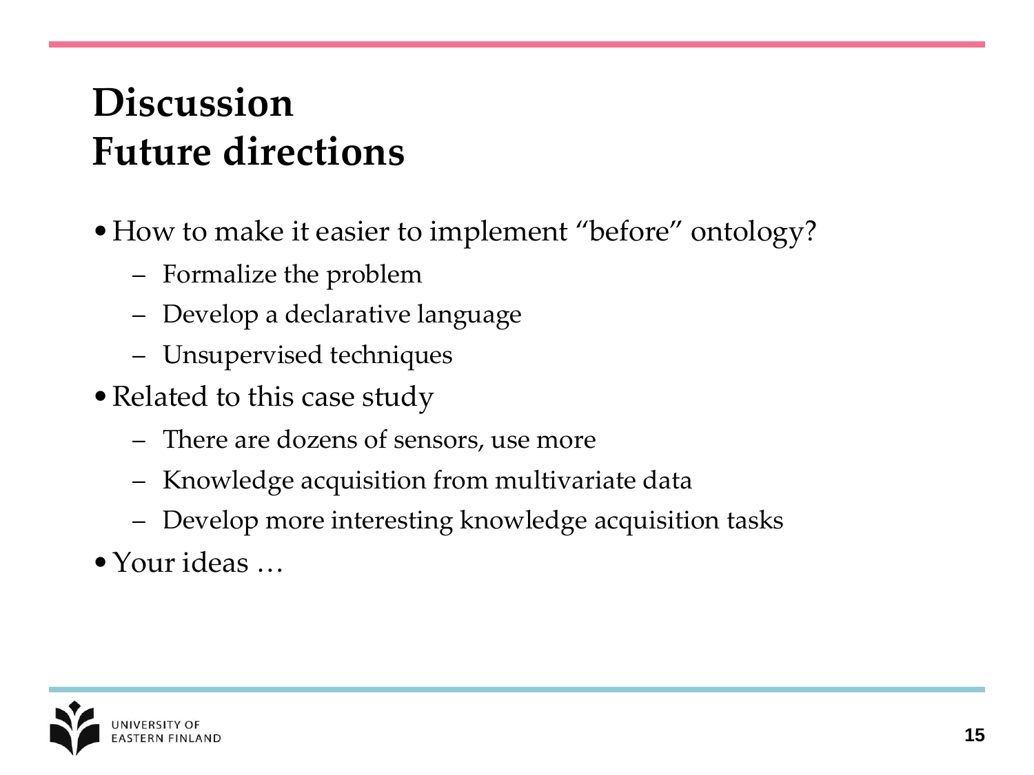# Discussion
# Future directions

- How to make it easier to implement "before" ontology?
  - Formalize the problem
  - Develop a declarative language
  - Unsupervised techniques
- Related to this case study
  - There are dozens of sensors, use more
  - Knowledge acquisition from multivariate data
  - Develop more interesting knowledge acquisition tasks
- Your ideas …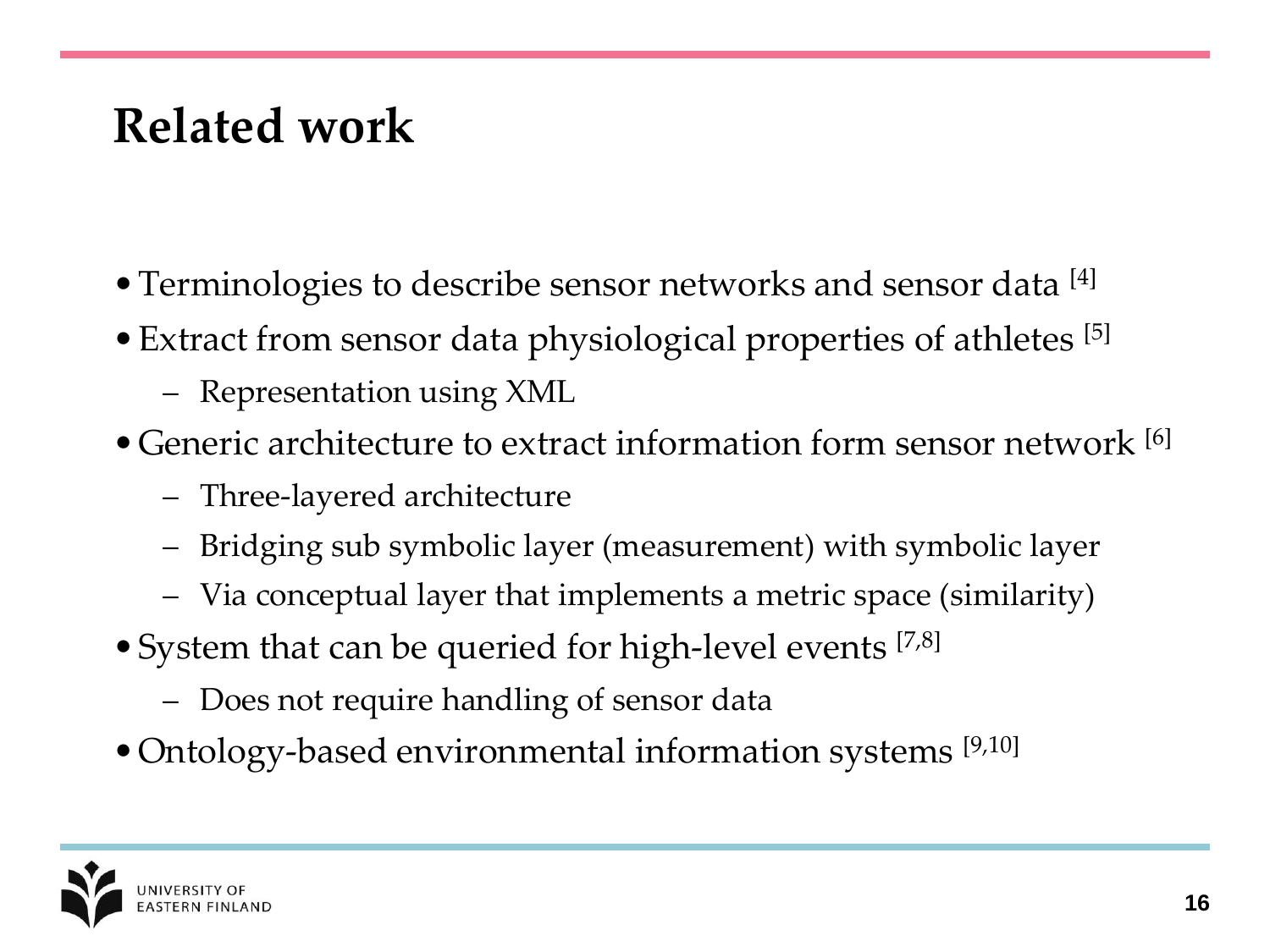# Related work

- Terminologies to describe sensor networks and sensor data [4]
- Extract from sensor data physiological properties of athletes [5]
  - Representation using XML
- Generic architecture to extract information form sensor network [6]
  - Three-layered architecture
  - Bridging sub symbolic layer (measurement) with symbolic layer
  - Via conceptual layer that implements a metric space (similarity)
- System that can be queried for high-level events [7,8]
  - Does not require handling of sensor data
- Ontology-based environmental information systems [9,10]